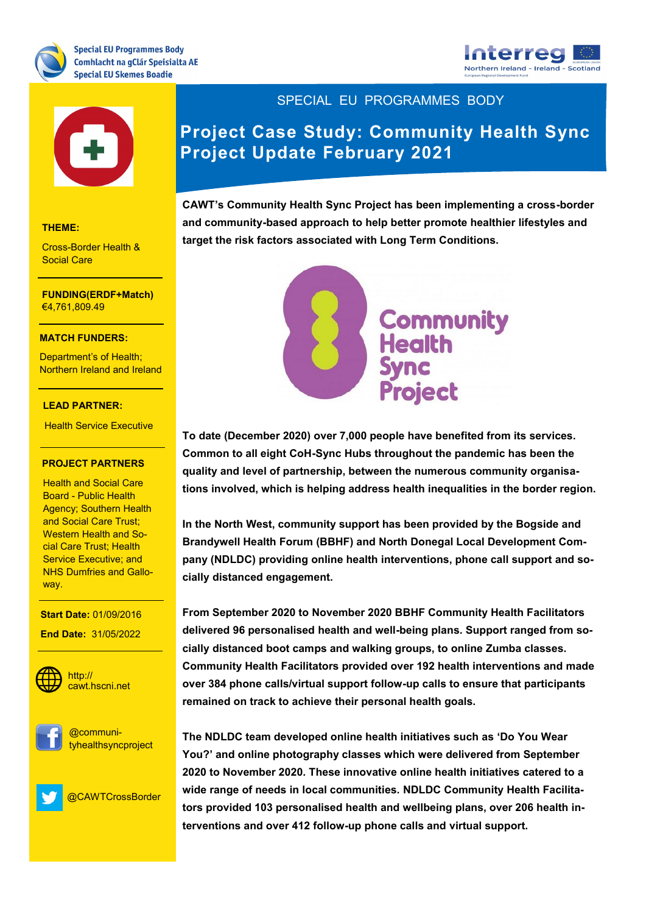Special EU Programmes Body
Comhlacht na gClár Speisialta AE
Special EU Skemes Boadie

Interreg
Northern Ireland - Ireland - Scotland

SPECIAL EU PROGRAMMES BODY

# Project Case Study: Community Health Sync Project Update February 2021

**THEME:**

Cross-Border Health & Social Care

**FUNDING(ERDF+Match)**
€4,761,809.49

**MATCH FUNDERS:**

Department's of Health; Northern Ireland and Ireland

**LEAD PARTNER:**

Health Service Executive

**PROJECT PARTNERS**

Health and Social Care Board - Public Health Agency; Southern Health and Social Care Trust; Western Health and Social Care Trust; Health Service Executive; and NHS Dumfries and Galloway.

**Start Date:** 01/09/2016

**End Date:** 31/05/2022

http://cawt.hscni.net

@communityhealthsyncproject

@CAWTCrossBorder

**CAWT's Community Health Sync Project has been implementing a cross-border and community-based approach to help better promote healthier lifestyles and target the risk factors associated with Long Term Conditions.**

Community Health Sync Project

**To date (December 2020) over 7,000 people have benefited from its services. Common to all eight CoH-Sync Hubs throughout the pandemic has been the quality and level of partnership, between the numerous community organisations involved, which is helping address health inequalities in the border region.**

**In the North West, community support has been provided by the Bogside and Brandywell Health Forum (BBHF) and North Donegal Local Development Company (NDLDC) providing online health interventions, phone call support and socially distanced engagement.**

**From September 2020 to November 2020 BBHF Community Health Facilitators delivered 96 personalised health and well-being plans. Support ranged from socially distanced boot camps and walking groups, to online Zumba classes. Community Health Facilitators provided over 192 health interventions and made over 384 phone calls/virtual support follow-up calls to ensure that participants remained on track to achieve their personal health goals.**

**The NDLDC team developed online health initiatives such as 'Do You Wear You?' and online photography classes which were delivered from September 2020 to November 2020. These innovative online health initiatives catered to a wide range of needs in local communities. NDLDC Community Health Facilitators provided 103 personalised health and wellbeing plans, over 206 health interventions and over 412 follow-up phone calls and virtual support.**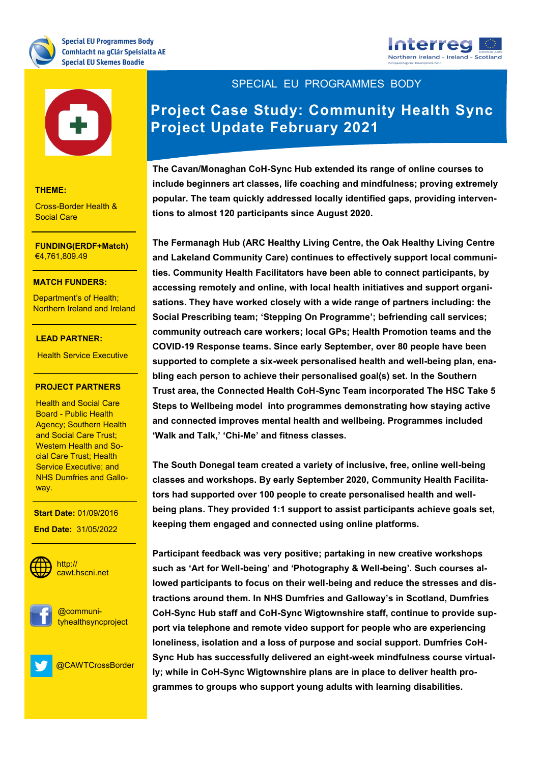Special EU Programmes Body
Comhlacht na gClár Speisialta AE
Special EU Skemes Boadie

Interreg
Northern Ireland - Ireland - Scotland
European Regional Development Fund

SPECIAL EU PROGRAMMES BODY

# Project Case Study: Community Health Sync Project Update February 2021

**THEME:**

Cross-Border Health & Social Care

**FUNDING(ERDF+Match)**
€4,761,809.49

**MATCH FUNDERS:**

Department's of Health; Northern Ireland and Ireland

**LEAD PARTNER:**

Health Service Executive

**PROJECT PARTNERS**

Health and Social Care Board - Public Health Agency; Southern Health and Social Care Trust; Western Health and Social Care Trust; Health Service Executive; and NHS Dumfries and Galloway.

**Start Date:** 01/09/2016

**End Date:** 31/05/2022

http://cawt.hscni.net

@communityhealthsyncproject

@CAWTCrossBorder

**The Cavan/Monaghan CoH-Sync Hub extended its range of online courses to include beginners art classes, life coaching and mindfulness; proving extremely popular. The team quickly addressed locally identified gaps, providing interventions to almost 120 participants since August 2020.**

**The Fermanagh Hub (ARC Healthy Living Centre, the Oak Healthy Living Centre and Lakeland Community Care) continues to effectively support local communities. Community Health Facilitators have been able to connect participants, by accessing remotely and online, with local health initiatives and support organisations. They have worked closely with a wide range of partners including: the Social Prescribing team; 'Stepping On Programme'; befriending call services; community outreach care workers; local GPs; Health Promotion teams and the COVID-19 Response teams. Since early September, over 80 people have been supported to complete a six-week personalised health and well-being plan, enabling each person to achieve their personalised goal(s) set. In the Southern Trust area, the Connected Health CoH-Sync Team incorporated The HSC Take 5 Steps to Wellbeing model into programmes demonstrating how staying active and connected improves mental health and wellbeing. Programmes included 'Walk and Talk,' 'Chi-Me' and fitness classes.**

**The South Donegal team created a variety of inclusive, free, online well-being classes and workshops. By early September 2020, Community Health Facilitators had supported over 100 people to create personalised health and well-being plans. They provided 1:1 support to assist participants achieve goals set, keeping them engaged and connected using online platforms.**

**Participant feedback was very positive; partaking in new creative workshops such as 'Art for Well-being' and 'Photography & Well-being'. Such courses allowed participants to focus on their well-being and reduce the stresses and distractions around them. In NHS Dumfries and Galloway's in Scotland, Dumfries CoH-Sync Hub staff and CoH-Sync Wigtownshire staff, continue to provide support via telephone and remote video support for people who are experiencing loneliness, isolation and a loss of purpose and social support. Dumfries CoH-Sync Hub has successfully delivered an eight-week mindfulness course virtually; while in CoH-Sync Wigtownshire plans are in place to deliver health programmes to groups who support young adults with learning disabilities.**